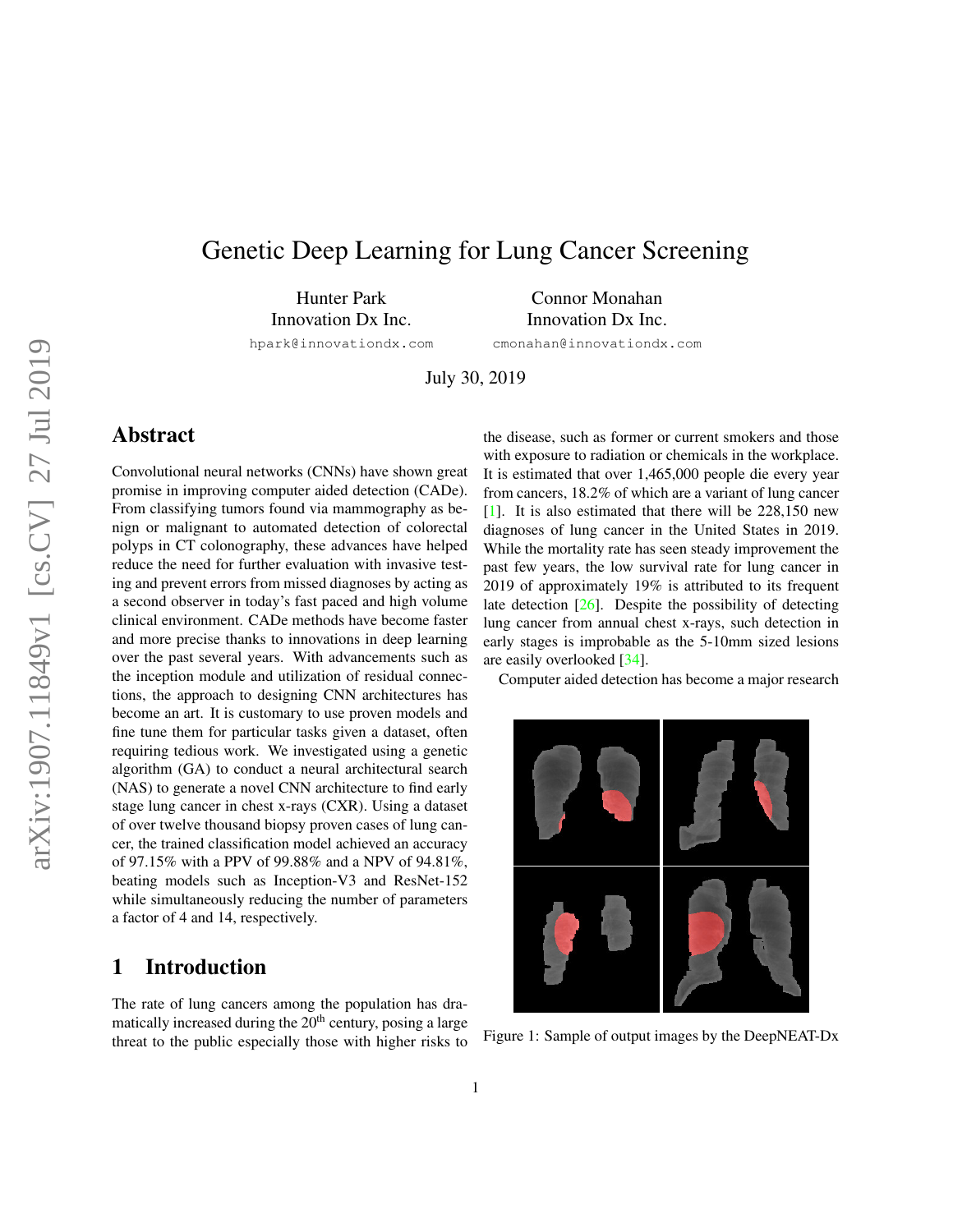# Genetic Deep Learning for Lung Cancer Screening

Hunter Park
Innovation Dx Inc.
hpark@innovationdx.com

Connor Monahan
Innovation Dx Inc.
cmonahan@innovationdx.com

July 30, 2019

## Abstract

Convolutional neural networks (CNNs) have shown great promise in improving computer aided detection (CADe). From classifying tumors found via mammography as benign or malignant to automated detection of colorectal polyps in CT colonography, these advances have helped reduce the need for further evaluation with invasive testing and prevent errors from missed diagnoses by acting as a second observer in today's fast paced and high volume clinical environment. CADe methods have become faster and more precise thanks to innovations in deep learning over the past several years. With advancements such as the inception module and utilization of residual connections, the approach to designing CNN architectures has become an art. It is customary to use proven models and fine tune them for particular tasks given a dataset, often requiring tedious work. We investigated using a genetic algorithm (GA) to conduct a neural architectural search (NAS) to generate a novel CNN architecture to find early stage lung cancer in chest x-rays (CXR). Using a dataset of over twelve thousand biopsy proven cases of lung cancer, the trained classification model achieved an accuracy of 97.15% with a PPV of 99.88% and a NPV of 94.81%, beating models such as Inception-V3 and ResNet-152 while simultaneously reducing the number of parameters a factor of 4 and 14, respectively.

## 1 Introduction

The rate of lung cancers among the population has dramatically increased during the 20$^{\text{th}}$ century, posing a large threat to the public especially those with higher risks to the disease, such as former or current smokers and those with exposure to radiation or chemicals in the workplace. It is estimated that over 1,465,000 people die every year from cancers, 18.2% of which are a variant of lung cancer [1]. It is also estimated that there will be 228,150 new diagnoses of lung cancer in the United States in 2019. While the mortality rate has seen steady improvement the past few years, the low survival rate for lung cancer in 2019 of approximately 19% is attributed to its frequent late detection [26]. Despite the possibility of detecting lung cancer from annual chest x-rays, such detection in early stages is improbable as the 5-10mm sized lesions are easily overlooked [34].

Computer aided detection has become a major research

Figure 1: Sample of output images by the DeepNEAT-Dx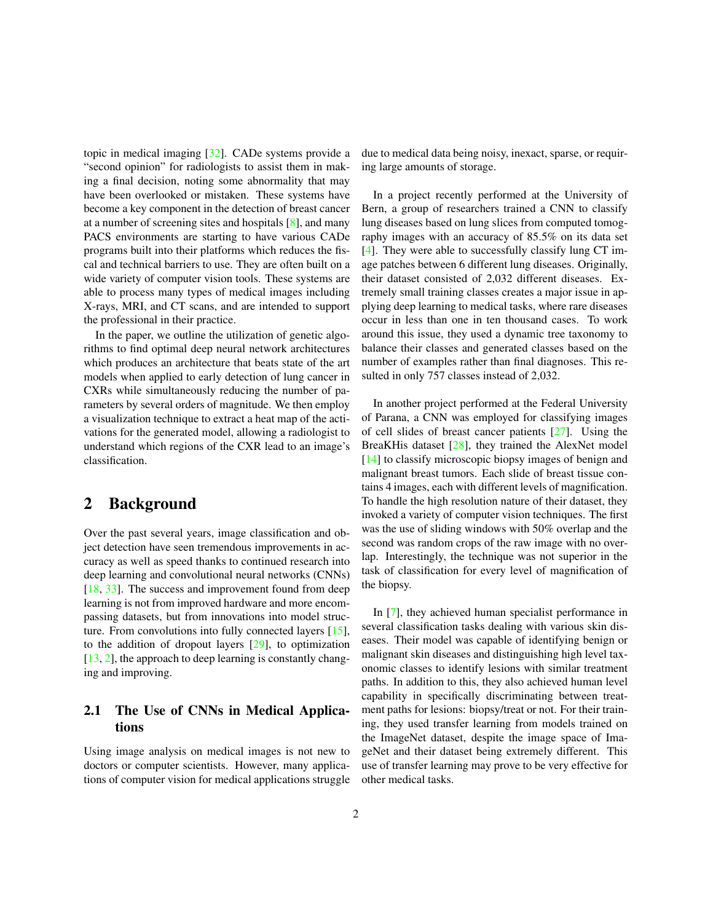topic in medical imaging [32]. CADe systems provide a "second opinion" for radiologists to assist them in making a final decision, noting some abnormality that may have been overlooked or mistaken. These systems have become a key component in the detection of breast cancer at a number of screening sites and hospitals [8], and many PACS environments are starting to have various CADe programs built into their platforms which reduces the fiscal and technical barriers to use. They are often built on a wide variety of computer vision tools. These systems are able to process many types of medical images including X-rays, MRI, and CT scans, and are intended to support the professional in their practice.

In the paper, we outline the utilization of genetic algorithms to find optimal deep neural network architectures which produces an architecture that beats state of the art models when applied to early detection of lung cancer in CXRs while simultaneously reducing the number of parameters by several orders of magnitude. We then employ a visualization technique to extract a heat map of the activations for the generated model, allowing a radiologist to understand which regions of the CXR lead to an image's classification.

## 2 Background

Over the past several years, image classification and object detection have seen tremendous improvements in accuracy as well as speed thanks to continued research into deep learning and convolutional neural networks (CNNs) [18, 33]. The success and improvement found from deep learning is not from improved hardware and more encompassing datasets, but from innovations into model structure. From convolutions into fully connected layers [15], to the addition of dropout layers [29], to optimization [13, 2], the approach to deep learning is constantly changing and improving.

### 2.1 The Use of CNNs in Medical Applications

Using image analysis on medical images is not new to doctors or computer scientists. However, many applications of computer vision for medical applications struggle due to medical data being noisy, inexact, sparse, or requiring large amounts of storage.

In a project recently performed at the University of Bern, a group of researchers trained a CNN to classify lung diseases based on lung slices from computed tomography images with an accuracy of 85.5% on its data set [4]. They were able to successfully classify lung CT image patches between 6 different lung diseases. Originally, their dataset consisted of 2,032 different diseases. Extremely small training classes creates a major issue in applying deep learning to medical tasks, where rare diseases occur in less than one in ten thousand cases. To work around this issue, they used a dynamic tree taxonomy to balance their classes and generated classes based on the number of examples rather than final diagnoses. This resulted in only 757 classes instead of 2,032.

In another project performed at the Federal University of Parana, a CNN was employed for classifying images of cell slides of breast cancer patients [27]. Using the BreaKHis dataset [28], they trained the AlexNet model [14] to classify microscopic biopsy images of benign and malignant breast tumors. Each slide of breast tissue contains 4 images, each with different levels of magnification. To handle the high resolution nature of their dataset, they invoked a variety of computer vision techniques. The first was the use of sliding windows with 50% overlap and the second was random crops of the raw image with no overlap. Interestingly, the technique was not superior in the task of classification for every level of magnification of the biopsy.

In [7], they achieved human specialist performance in several classification tasks dealing with various skin diseases. Their model was capable of identifying benign or malignant skin diseases and distinguishing high level taxonomic classes to identify lesions with similar treatment paths. In addition to this, they also achieved human level capability in specifically discriminating between treatment paths for lesions: biopsy/treat or not. For their training, they used transfer learning from models trained on the ImageNet dataset, despite the image space of ImageNet and their dataset being extremely different. This use of transfer learning may prove to be very effective for other medical tasks.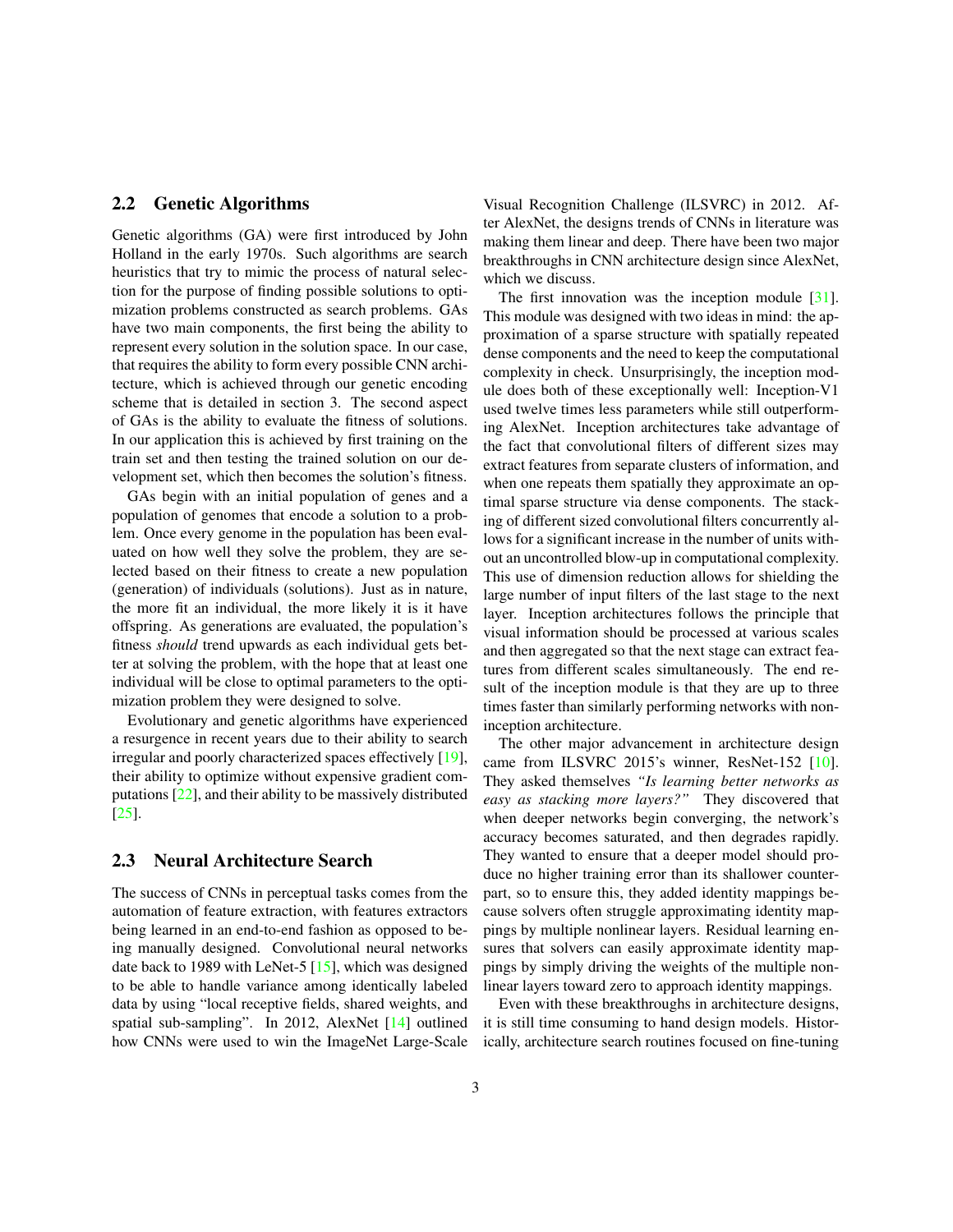## 2.2 Genetic Algorithms

Genetic algorithms (GA) were first introduced by John Holland in the early 1970s. Such algorithms are search heuristics that try to mimic the process of natural selection for the purpose of finding possible solutions to optimization problems constructed as search problems. GAs have two main components, the first being the ability to represent every solution in the solution space. In our case, that requires the ability to form every possible CNN architecture, which is achieved through our genetic encoding scheme that is detailed in section 3. The second aspect of GAs is the ability to evaluate the fitness of solutions. In our application this is achieved by first training on the train set and then testing the trained solution on our development set, which then becomes the solution's fitness.

GAs begin with an initial population of genes and a population of genomes that encode a solution to a problem. Once every genome in the population has been evaluated on how well they solve the problem, they are selected based on their fitness to create a new population (generation) of individuals (solutions). Just as in nature, the more fit an individual, the more likely it is it have offspring. As generations are evaluated, the population's fitness *should* trend upwards as each individual gets better at solving the problem, with the hope that at least one individual will be close to optimal parameters to the optimization problem they were designed to solve.

Evolutionary and genetic algorithms have experienced a resurgence in recent years due to their ability to search irregular and poorly characterized spaces effectively [19], their ability to optimize without expensive gradient computations [22], and their ability to be massively distributed [25].

## 2.3 Neural Architecture Search

The success of CNNs in perceptual tasks comes from the automation of feature extraction, with features extractors being learned in an end-to-end fashion as opposed to being manually designed. Convolutional neural networks date back to 1989 with LeNet-5 [15], which was designed to be able to handle variance among identically labeled data by using "local receptive fields, shared weights, and spatial sub-sampling". In 2012, AlexNet [14] outlined how CNNs were used to win the ImageNet Large-Scale Visual Recognition Challenge (ILSVRC) in 2012. After AlexNet, the designs trends of CNNs in literature was making them linear and deep. There have been two major breakthroughs in CNN architecture design since AlexNet, which we discuss.

The first innovation was the inception module [31]. This module was designed with two ideas in mind: the approximation of a sparse structure with spatially repeated dense components and the need to keep the computational complexity in check. Unsurprisingly, the inception module does both of these exceptionally well: Inception-V1 used twelve times less parameters while still outperforming AlexNet. Inception architectures take advantage of the fact that convolutional filters of different sizes may extract features from separate clusters of information, and when one repeats them spatially they approximate an optimal sparse structure via dense components. The stacking of different sized convolutional filters concurrently allows for a significant increase in the number of units without an uncontrolled blow-up in computational complexity. This use of dimension reduction allows for shielding the large number of input filters of the last stage to the next layer. Inception architectures follows the principle that visual information should be processed at various scales and then aggregated so that the next stage can extract features from different scales simultaneously. The end result of the inception module is that they are up to three times faster than similarly performing networks with non-inception architecture.

The other major advancement in architecture design came from ILSVRC 2015's winner, ResNet-152 [10]. They asked themselves *"Is learning better networks as easy as stacking more layers?"* They discovered that when deeper networks begin converging, the network's accuracy becomes saturated, and then degrades rapidly. They wanted to ensure that a deeper model should produce no higher training error than its shallower counterpart, so to ensure this, they added identity mappings because solvers often struggle approximating identity mappings by multiple nonlinear layers. Residual learning ensures that solvers can easily approximate identity mappings by simply driving the weights of the multiple nonlinear layers toward zero to approach identity mappings.

Even with these breakthroughs in architecture designs, it is still time consuming to hand design models. Historically, architecture search routines focused on fine-tuning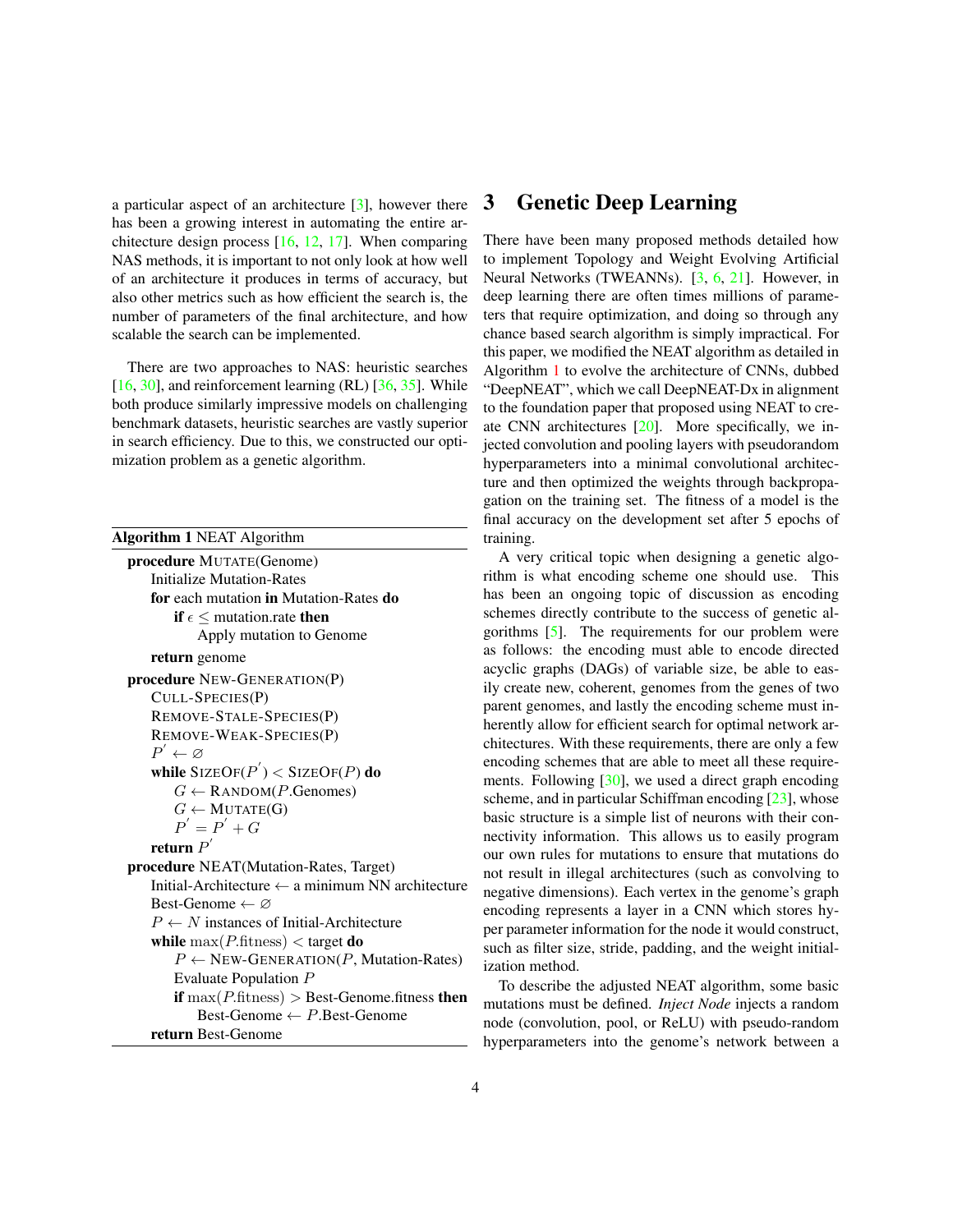a particular aspect of an architecture [3], however there has been a growing interest in automating the entire architecture design process [16, 12, 17]. When comparing NAS methods, it is important to not only look at how well of an architecture it produces in terms of accuracy, but also other metrics such as how efficient the search is, the number of parameters of the final architecture, and how scalable the search can be implemented.

There are two approaches to NAS: heuristic searches [16, 30], and reinforcement learning (RL) [36, 35]. While both produce similarly impressive models on challenging benchmark datasets, heuristic searches are vastly superior in search efficiency. Due to this, we constructed our optimization problem as a genetic algorithm.

**Algorithm 1** NEAT Algorithm

```
procedure MUTATE(Genome)
    Initialize Mutation-Rates
    for each mutation in Mutation-Rates do
        if ϵ ≤ mutation.rate then
            Apply mutation to Genome
    return genome
procedure NEW-GENERATION(P)
    CULL-SPECIES(P)
    REMOVE-STALE-SPECIES(P)
    REMOVE-WEAK-SPECIES(P)
    P' ← ∅
    while SIZEOF(P') < SIZEOF(P) do
        G ← RANDOM(P.Genomes)
        G ← MUTATE(G)
        P' = P' + G
    return P'
procedure NEAT(Mutation-Rates, Target)
    Initial-Architecture ← a minimum NN architecture
    Best-Genome ← ∅
    P ← N instances of Initial-Architecture
    while max(P.fitness) < target do
        P ← NEW-GENERATION(P, Mutation-Rates)
        Evaluate Population P
        if max(P.fitness) > Best-Genome.fitness then
            Best-Genome ← P.Best-Genome
    return Best-Genome
```

# 3 Genetic Deep Learning

There have been many proposed methods detailed how to implement Topology and Weight Evolving Artificial Neural Networks (TWEANNs). [3, 6, 21]. However, in deep learning there are often times millions of parameters that require optimization, and doing so through any chance based search algorithm is simply impractical. For this paper, we modified the NEAT algorithm as detailed in Algorithm 1 to evolve the architecture of CNNs, dubbed "DeepNEAT", which we call DeepNEAT-Dx in alignment to the foundation paper that proposed using NEAT to create CNN architectures [20]. More specifically, we injected convolution and pooling layers with pseudorandom hyperparameters into a minimal convolutional architecture and then optimized the weights through backpropagation on the training set. The fitness of a model is the final accuracy on the development set after 5 epochs of training.

A very critical topic when designing a genetic algorithm is what encoding scheme one should use. This has been an ongoing topic of discussion as encoding schemes directly contribute to the success of genetic algorithms [5]. The requirements for our problem were as follows: the encoding must able to encode directed acyclic graphs (DAGs) of variable size, be able to easily create new, coherent, genomes from the genes of two parent genomes, and lastly the encoding scheme must inherently allow for efficient search for optimal network architectures. With these requirements, there are only a few encoding schemes that are able to meet all these requirements. Following [30], we used a direct graph encoding scheme, and in particular Schiffman encoding [23], whose basic structure is a simple list of neurons with their connectivity information. This allows us to easily program our own rules for mutations to ensure that mutations do not result in illegal architectures (such as convolving to negative dimensions). Each vertex in the genome's graph encoding represents a layer in a CNN which stores hyper parameter information for the node it would construct, such as filter size, stride, padding, and the weight initialization method.

To describe the adjusted NEAT algorithm, some basic mutations must be defined. *Inject Node* injects a random node (convolution, pool, or ReLU) with pseudo-random hyperparameters into the genome's network between a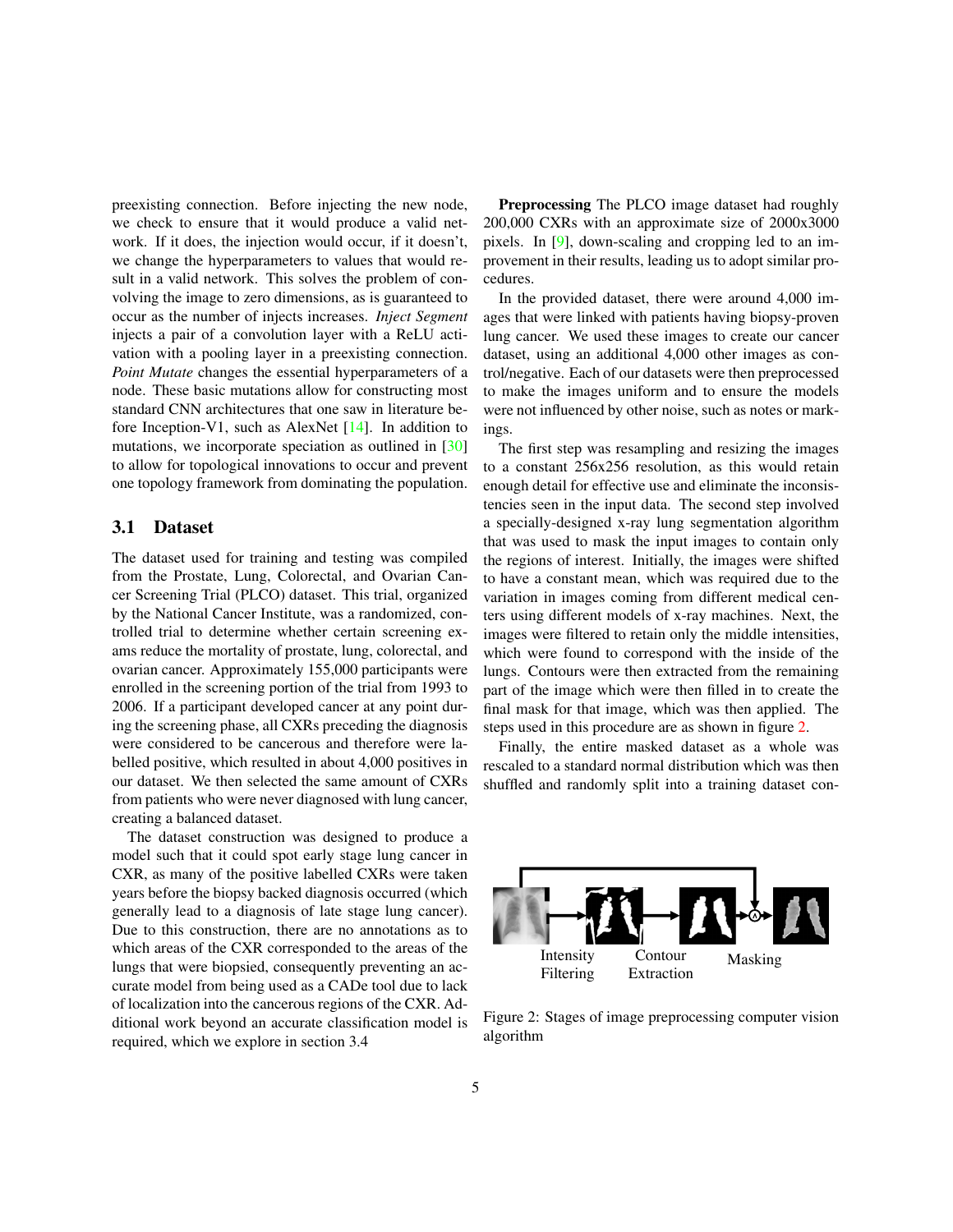preexisting connection. Before injecting the new node, we check to ensure that it would produce a valid network. If it does, the injection would occur, if it doesn't, we change the hyperparameters to values that would result in a valid network. This solves the problem of convolving the image to zero dimensions, as is guaranteed to occur as the number of injects increases. *Inject Segment* injects a pair of a convolution layer with a ReLU activation with a pooling layer in a preexisting connection. *Point Mutate* changes the essential hyperparameters of a node. These basic mutations allow for constructing most standard CNN architectures that one saw in literature before Inception-V1, such as AlexNet [14]. In addition to mutations, we incorporate speciation as outlined in [30] to allow for topological innovations to occur and prevent one topology framework from dominating the population.

## 3.1 Dataset

The dataset used for training and testing was compiled from the Prostate, Lung, Colorectal, and Ovarian Cancer Screening Trial (PLCO) dataset. This trial, organized by the National Cancer Institute, was a randomized, controlled trial to determine whether certain screening exams reduce the mortality of prostate, lung, colorectal, and ovarian cancer. Approximately 155,000 participants were enrolled in the screening portion of the trial from 1993 to 2006. If a participant developed cancer at any point during the screening phase, all CXRs preceding the diagnosis were considered to be cancerous and therefore were labelled positive, which resulted in about 4,000 positives in our dataset. We then selected the same amount of CXRs from patients who were never diagnosed with lung cancer, creating a balanced dataset.

The dataset construction was designed to produce a model such that it could spot early stage lung cancer in CXR, as many of the positive labelled CXRs were taken years before the biopsy backed diagnosis occurred (which generally lead to a diagnosis of late stage lung cancer). Due to this construction, there are no annotations as to which areas of the CXR corresponded to the areas of the lungs that were biopsied, consequently preventing an accurate model from being used as a CADe tool due to lack of localization into the cancerous regions of the CXR. Additional work beyond an accurate classification model is required, which we explore in section 3.4

**Preprocessing** The PLCO image dataset had roughly 200,000 CXRs with an approximate size of 2000x3000 pixels. In [9], down-scaling and cropping led to an improvement in their results, leading us to adopt similar procedures.

In the provided dataset, there were around 4,000 images that were linked with patients having biopsy-proven lung cancer. We used these images to create our cancer dataset, using an additional 4,000 other images as control/negative. Each of our datasets were then preprocessed to make the images uniform and to ensure the models were not influenced by other noise, such as notes or markings.

The first step was resampling and resizing the images to a constant 256x256 resolution, as this would retain enough detail for effective use and eliminate the inconsistencies seen in the input data. The second step involved a specially-designed x-ray lung segmentation algorithm that was used to mask the input images to contain only the regions of interest. Initially, the images were shifted to have a constant mean, which was required due to the variation in images coming from different medical centers using different models of x-ray machines. Next, the images were filtered to retain only the middle intensities, which were found to correspond with the inside of the lungs. Contours were then extracted from the remaining part of the image which were then filled in to create the final mask for that image, which was then applied. The steps used in this procedure are as shown in figure 2.

Finally, the entire masked dataset as a whole was rescaled to a standard normal distribution which was then shuffled and randomly split into a training dataset con-

Intensity Filtering | Contour Extraction | Masking

Figure 2: Stages of image preprocessing computer vision algorithm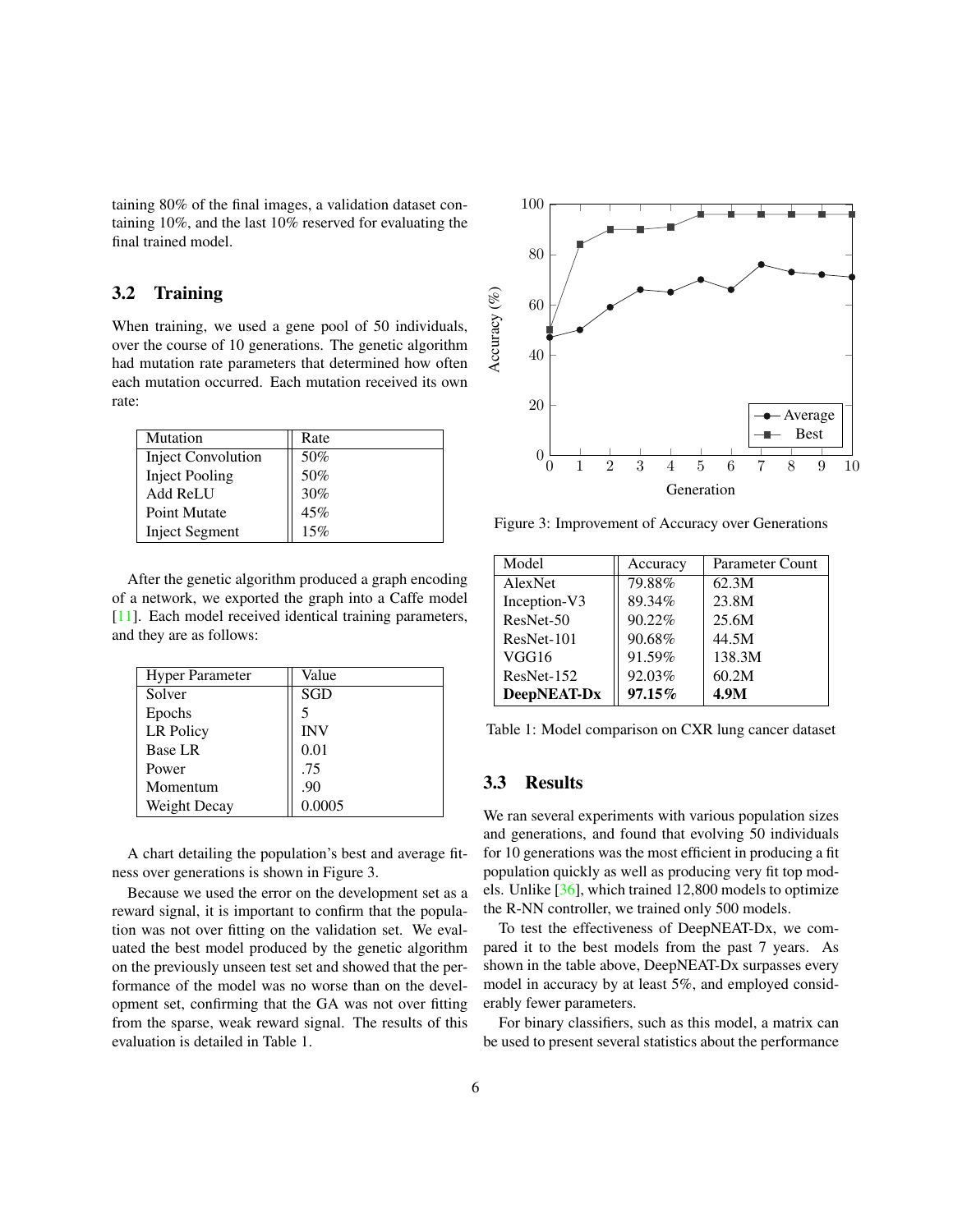taining 80% of the final images, a validation dataset containing 10%, and the last 10% reserved for evaluating the final trained model.

## 3.2 Training

When training, we used a gene pool of 50 individuals, over the course of 10 generations. The genetic algorithm had mutation rate parameters that determined how often each mutation occurred. Each mutation received its own rate:

| Mutation | Rate |
|---|---|
| Inject Convolution | 50% |
| Inject Pooling | 50% |
| Add ReLU | 30% |
| Point Mutate | 45% |
| Inject Segment | 15% |

After the genetic algorithm produced a graph encoding of a network, we exported the graph into a Caffe model [11]. Each model received identical training parameters, and they are as follows:

| Hyper Parameter | Value |
|---|---|
| Solver | SGD |
| Epochs | 5 |
| LR Policy | INV |
| Base LR | 0.01 |
| Power | .75 |
| Momentum | .90 |
| Weight Decay | 0.0005 |

A chart detailing the population's best and average fitness over generations is shown in Figure 3.

Because we used the error on the development set as a reward signal, it is important to confirm that the population was not over fitting on the validation set. We evaluated the best model produced by the genetic algorithm on the previously unseen test set and showed that the performance of the model was no worse than on the development set, confirming that the GA was not over fitting from the sparse, weak reward signal. The results of this evaluation is detailed in Table 1.

Figure 3: Improvement of Accuracy over Generations

| Model | Accuracy | Parameter Count |
|---|---|---|
| AlexNet | 79.88% | 62.3M |
| Inception-V3 | 89.34% | 23.8M |
| ResNet-50 | 90.22% | 25.6M |
| ResNet-101 | 90.68% | 44.5M |
| VGG16 | 91.59% | 138.3M |
| ResNet-152 | 92.03% | 60.2M |
| **DeepNEAT-Dx** | **97.15%** | **4.9M** |

Table 1: Model comparison on CXR lung cancer dataset

## 3.3 Results

We ran several experiments with various population sizes and generations, and found that evolving 50 individuals for 10 generations was the most efficient in producing a fit population quickly as well as producing very fit top models. Unlike [36], which trained 12,800 models to optimize the R-NN controller, we trained only 500 models.

To test the effectiveness of DeepNEAT-Dx, we compared it to the best models from the past 7 years. As shown in the table above, DeepNEAT-Dx surpasses every model in accuracy by at least 5%, and employed considerably fewer parameters.

For binary classifiers, such as this model, a matrix can be used to present several statistics about the performance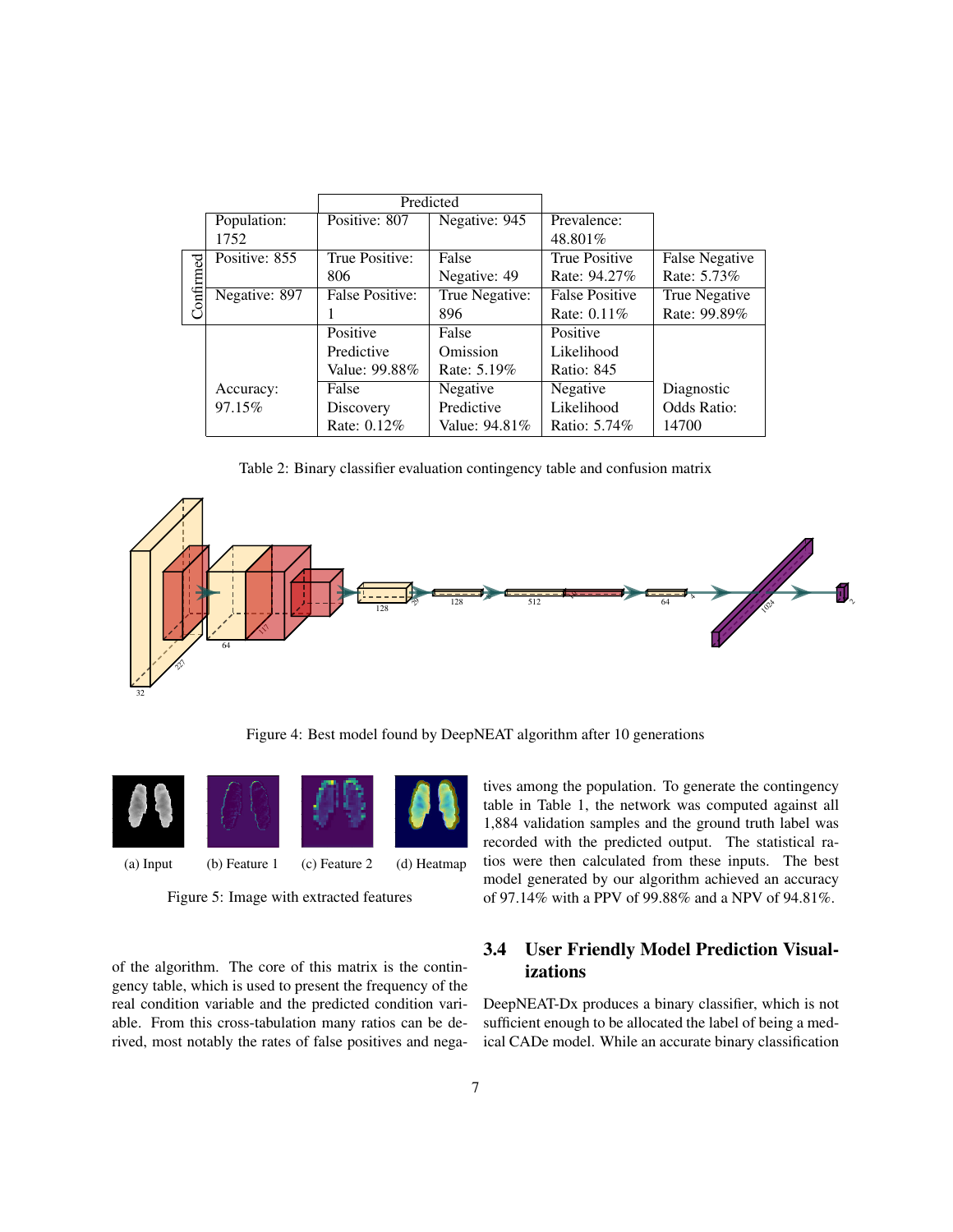| | | Predicted | | | |
|---|---|---|---|---|---|
| | Population: 1752 | Positive: 807 | Negative: 945 | Prevalence: 48.801% | |
| Confirmed | Positive: 855 | True Positive: 806 | False Negative: 49 | True Positive Rate: 94.27% | False Negative Rate: 5.73% |
| Confirmed | Negative: 897 | False Positive: 1 | True Negative: 896 | False Positive Rate: 0.11% | True Negative Rate: 99.89% |
| | Accuracy: 97.15% | Positive Predictive Value: 99.88% | False Omission Rate: 5.19% | Positive Likelihood Ratio: 845 | Diagnostic Odds Ratio: 14700 |
| | | False Discovery Rate: 0.12% | Negative Predictive Value: 94.81% | Negative Likelihood Ratio: 5.74% | |

Table 2: Binary classifier evaluation contingency table and confusion matrix

Figure 4: Best model found by DeepNEAT algorithm after 10 generations

(a) Input (b) Feature 1 (c) Feature 2 (d) Heatmap

Figure 5: Image with extracted features

of the algorithm. The core of this matrix is the contingency table, which is used to present the frequency of the real condition variable and the predicted condition variable. From this cross-tabulation many ratios can be derived, most notably the rates of false positives and negatives among the population. To generate the contingency table in Table 1, the network was computed against all 1,884 validation samples and the ground truth label was recorded with the predicted output. The statistical ratios were then calculated from these inputs. The best model generated by our algorithm achieved an accuracy of 97.14% with a PPV of 99.88% and a NPV of 94.81%.

### 3.4 User Friendly Model Prediction Visualizations

DeepNEAT-Dx produces a binary classifier, which is not sufficient enough to be allocated the label of being a medical CADe model. While an accurate binary classification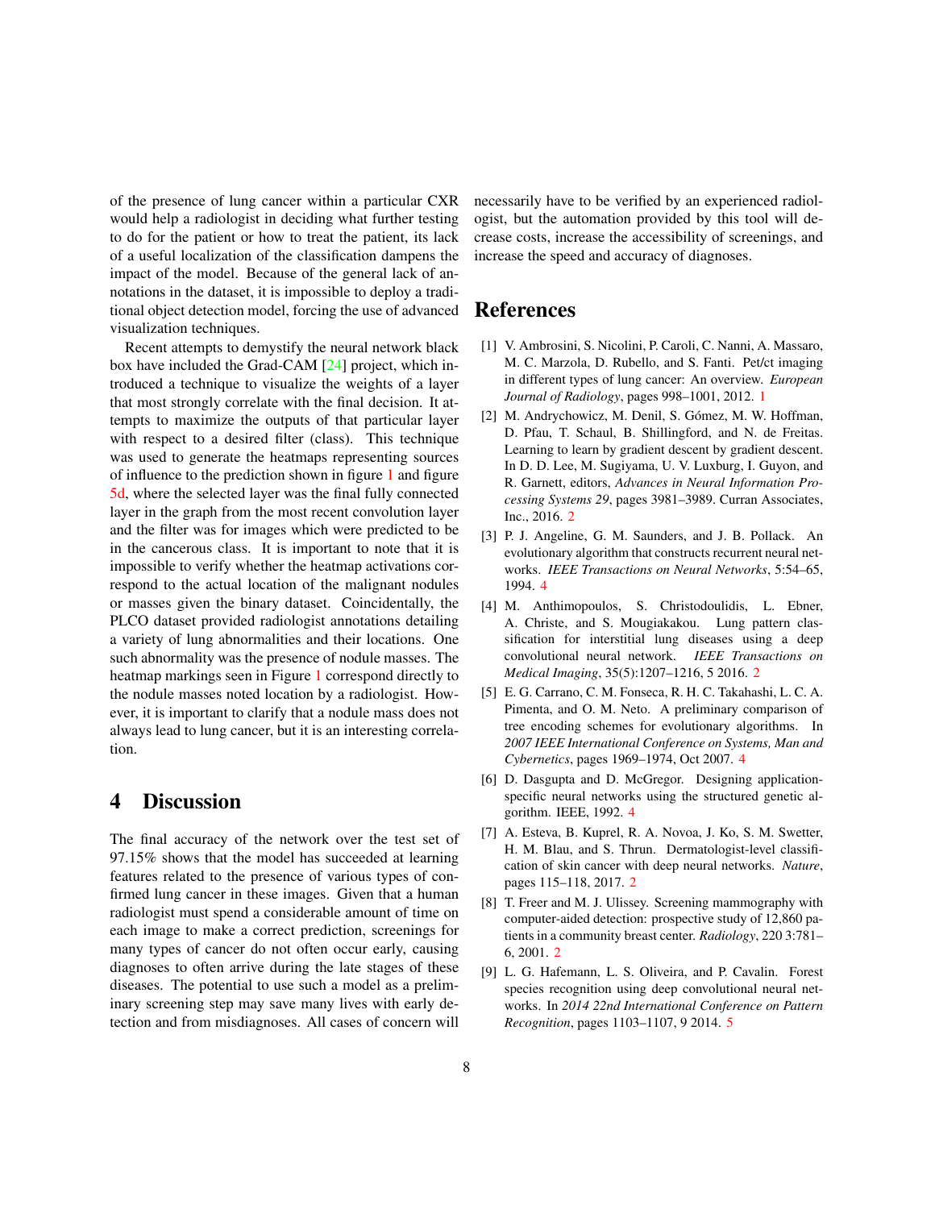of the presence of lung cancer within a particular CXR would help a radiologist in deciding what further testing to do for the patient or how to treat the patient, its lack of a useful localization of the classification dampens the impact of the model. Because of the general lack of annotations in the dataset, it is impossible to deploy a traditional object detection model, forcing the use of advanced visualization techniques.

Recent attempts to demystify the neural network black box have included the Grad-CAM [24] project, which introduced a technique to visualize the weights of a layer that most strongly correlate with the final decision. It attempts to maximize the outputs of that particular layer with respect to a desired filter (class). This technique was used to generate the heatmaps representing sources of influence to the prediction shown in figure 1 and figure 5d, where the selected layer was the final fully connected layer in the graph from the most recent convolution layer and the filter was for images which were predicted to be in the cancerous class. It is important to note that it is impossible to verify whether the heatmap activations correspond to the actual location of the malignant nodules or masses given the binary dataset. Coincidentally, the PLCO dataset provided radiologist annotations detailing a variety of lung abnormalities and their locations. One such abnormality was the presence of nodule masses. The heatmap markings seen in Figure 1 correspond directly to the nodule masses noted location by a radiologist. However, it is important to clarify that a nodule mass does not always lead to lung cancer, but it is an interesting correlation.

# 4 Discussion

The final accuracy of the network over the test set of 97.15% shows that the model has succeeded at learning features related to the presence of various types of confirmed lung cancer in these images. Given that a human radiologist must spend a considerable amount of time on each image to make a correct prediction, screenings for many types of cancer do not often occur early, causing diagnoses to often arrive during the late stages of these diseases. The potential to use such a model as a preliminary screening step may save many lives with early detection and from misdiagnoses. All cases of concern will necessarily have to be verified by an experienced radiologist, but the automation provided by this tool will decrease costs, increase the accessibility of screenings, and increase the speed and accuracy of diagnoses.

# References

[1] V. Ambrosini, S. Nicolini, P. Caroli, C. Nanni, A. Massaro, M. C. Marzola, D. Rubello, and S. Fanti. Pet/ct imaging in different types of lung cancer: An overview. *European Journal of Radiology*, pages 998–1001, 2012. 1

[2] M. Andrychowicz, M. Denil, S. Gómez, M. W. Hoffman, D. Pfau, T. Schaul, B. Shillingford, and N. de Freitas. Learning to learn by gradient descent by gradient descent. In D. D. Lee, M. Sugiyama, U. V. Luxburg, I. Guyon, and R. Garnett, editors, *Advances in Neural Information Processing Systems 29*, pages 3981–3989. Curran Associates, Inc., 2016. 2

[3] P. J. Angeline, G. M. Saunders, and J. B. Pollack. An evolutionary algorithm that constructs recurrent neural networks. *IEEE Transactions on Neural Networks*, 5:54–65, 1994. 4

[4] M. Anthimopoulos, S. Christodoulidis, L. Ebner, A. Christe, and S. Mougiakakou. Lung pattern classification for interstitial lung diseases using a deep convolutional neural network. *IEEE Transactions on Medical Imaging*, 35(5):1207–1216, 5 2016. 2

[5] E. G. Carrano, C. M. Fonseca, R. H. C. Takahashi, L. C. A. Pimenta, and O. M. Neto. A preliminary comparison of tree encoding schemes for evolutionary algorithms. In *2007 IEEE International Conference on Systems, Man and Cybernetics*, pages 1969–1974, Oct 2007. 4

[6] D. Dasgupta and D. McGregor. Designing application-specific neural networks using the structured genetic algorithm. IEEE, 1992. 4

[7] A. Esteva, B. Kuprel, R. A. Novoa, J. Ko, S. M. Swetter, H. M. Blau, and S. Thrun. Dermatologist-level classification of skin cancer with deep neural networks. *Nature*, pages 115–118, 2017. 2

[8] T. Freer and M. J. Ulissey. Screening mammography with computer-aided detection: prospective study of 12,860 patients in a community breast center. *Radiology*, 220 3:781–6, 2001. 2

[9] L. G. Hafemann, L. S. Oliveira, and P. Cavalin. Forest species recognition using deep convolutional neural networks. In *2014 22nd International Conference on Pattern Recognition*, pages 1103–1107, 9 2014. 5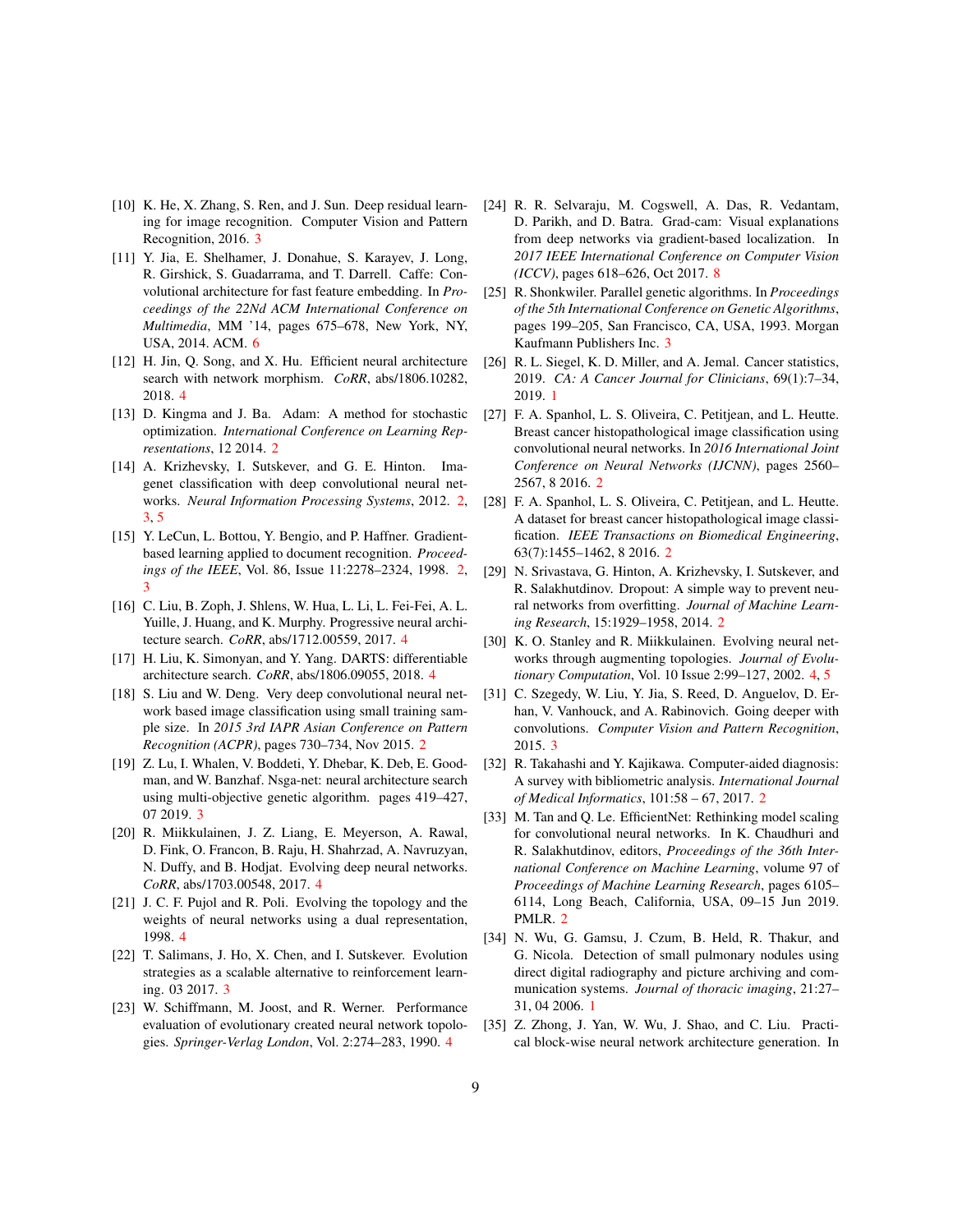[10] K. He, X. Zhang, S. Ren, and J. Sun. Deep residual learning for image recognition. Computer Vision and Pattern Recognition, 2016. 3

[11] Y. Jia, E. Shelhamer, J. Donahue, S. Karayev, J. Long, R. Girshick, S. Guadarrama, and T. Darrell. Caffe: Convolutional architecture for fast feature embedding. In *Proceedings of the 22Nd ACM International Conference on Multimedia*, MM '14, pages 675–678, New York, NY, USA, 2014. ACM. 6

[12] H. Jin, Q. Song, and X. Hu. Efficient neural architecture search with network morphism. *CoRR*, abs/1806.10282, 2018. 4

[13] D. Kingma and J. Ba. Adam: A method for stochastic optimization. *International Conference on Learning Representations*, 12 2014. 2

[14] A. Krizhevsky, I. Sutskever, and G. E. Hinton. Imagenet classification with deep convolutional neural networks. *Neural Information Processing Systems*, 2012. 2, 3, 5

[15] Y. LeCun, L. Bottou, Y. Bengio, and P. Haffner. Gradient-based learning applied to document recognition. *Proceedings of the IEEE*, Vol. 86, Issue 11:2278–2324, 1998. 2, 3

[16] C. Liu, B. Zoph, J. Shlens, W. Hua, L. Li, L. Fei-Fei, A. L. Yuille, J. Huang, and K. Murphy. Progressive neural architecture search. *CoRR*, abs/1712.00559, 2017. 4

[17] H. Liu, K. Simonyan, and Y. Yang. DARTS: differentiable architecture search. *CoRR*, abs/1806.09055, 2018. 4

[18] S. Liu and W. Deng. Very deep convolutional neural network based image classification using small training sample size. In *2015 3rd IAPR Asian Conference on Pattern Recognition (ACPR)*, pages 730–734, Nov 2015. 2

[19] Z. Lu, I. Whalen, V. Boddeti, Y. Dhebar, K. Deb, E. Goodman, and W. Banzhaf. Nsga-net: neural architecture search using multi-objective genetic algorithm. pages 419–427, 07 2019. 3

[20] R. Miikkulainen, J. Z. Liang, E. Meyerson, A. Rawal, D. Fink, O. Francon, B. Raju, H. Shahrzad, A. Navruzyan, N. Duffy, and B. Hodjat. Evolving deep neural networks. *CoRR*, abs/1703.00548, 2017. 4

[21] J. C. F. Pujol and R. Poli. Evolving the topology and the weights of neural networks using a dual representation, 1998. 4

[22] T. Salimans, J. Ho, X. Chen, and I. Sutskever. Evolution strategies as a scalable alternative to reinforcement learning. 03 2017. 3

[23] W. Schiffmann, M. Joost, and R. Werner. Performance evaluation of evolutionary created neural network topologies. *Springer-Verlag London*, Vol. 2:274–283, 1990. 4

[24] R. R. Selvaraju, M. Cogswell, A. Das, R. Vedantam, D. Parikh, and D. Batra. Grad-cam: Visual explanations from deep networks via gradient-based localization. In *2017 IEEE International Conference on Computer Vision (ICCV)*, pages 618–626, Oct 2017. 8

[25] R. Shonkwiler. Parallel genetic algorithms. In *Proceedings of the 5th International Conference on Genetic Algorithms*, pages 199–205, San Francisco, CA, USA, 1993. Morgan Kaufmann Publishers Inc. 3

[26] R. L. Siegel, K. D. Miller, and A. Jemal. Cancer statistics, 2019. *CA: A Cancer Journal for Clinicians*, 69(1):7–34, 2019. 1

[27] F. A. Spanhol, L. S. Oliveira, C. Petitjean, and L. Heutte. Breast cancer histopathological image classification using convolutional neural networks. In *2016 International Joint Conference on Neural Networks (IJCNN)*, pages 2560–2567, 8 2016. 2

[28] F. A. Spanhol, L. S. Oliveira, C. Petitjean, and L. Heutte. A dataset for breast cancer histopathological image classification. *IEEE Transactions on Biomedical Engineering*, 63(7):1455–1462, 8 2016. 2

[29] N. Srivastava, G. Hinton, A. Krizhevsky, I. Sutskever, and R. Salakhutdinov. Dropout: A simple way to prevent neural networks from overfitting. *Journal of Machine Learning Research*, 15:1929–1958, 2014. 2

[30] K. O. Stanley and R. Miikkulainen. Evolving neural networks through augmenting topologies. *Journal of Evolutionary Computation*, Vol. 10 Issue 2:99–127, 2002. 4, 5

[31] C. Szegedy, W. Liu, Y. Jia, S. Reed, D. Anguelov, D. Erhan, V. Vanhouck, and A. Rabinovich. Going deeper with convolutions. *Computer Vision and Pattern Recognition*, 2015. 3

[32] R. Takahashi and Y. Kajikawa. Computer-aided diagnosis: A survey with bibliometric analysis. *International Journal of Medical Informatics*, 101:58 – 67, 2017. 2

[33] M. Tan and Q. Le. EfficientNet: Rethinking model scaling for convolutional neural networks. In K. Chaudhuri and R. Salakhutdinov, editors, *Proceedings of the 36th International Conference on Machine Learning*, volume 97 of *Proceedings of Machine Learning Research*, pages 6105–6114, Long Beach, California, USA, 09–15 Jun 2019. PMLR. 2

[34] N. Wu, G. Gamsu, J. Czum, B. Held, R. Thakur, and G. Nicola. Detection of small pulmonary nodules using direct digital radiography and picture archiving and communication systems. *Journal of thoracic imaging*, 21:27–31, 04 2006. 1

[35] Z. Zhong, J. Yan, W. Wu, J. Shao, and C. Liu. Practical block-wise neural network architecture generation. In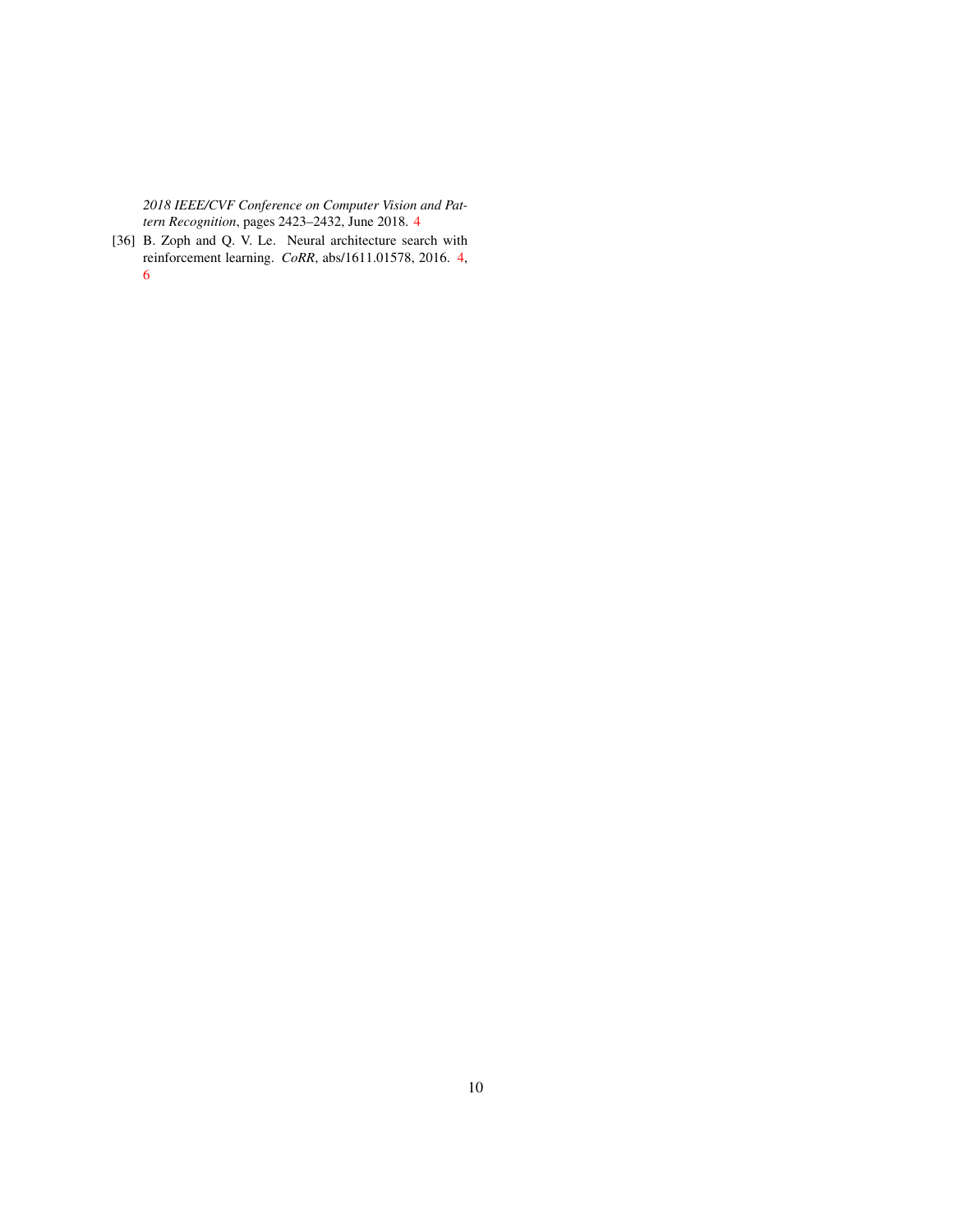*2018 IEEE/CVF Conference on Computer Vision and Pattern Recognition*, pages 2423–2432, June 2018. 4

[36] B. Zoph and Q. V. Le. Neural architecture search with reinforcement learning. *CoRR*, abs/1611.01578, 2016. 4, 6